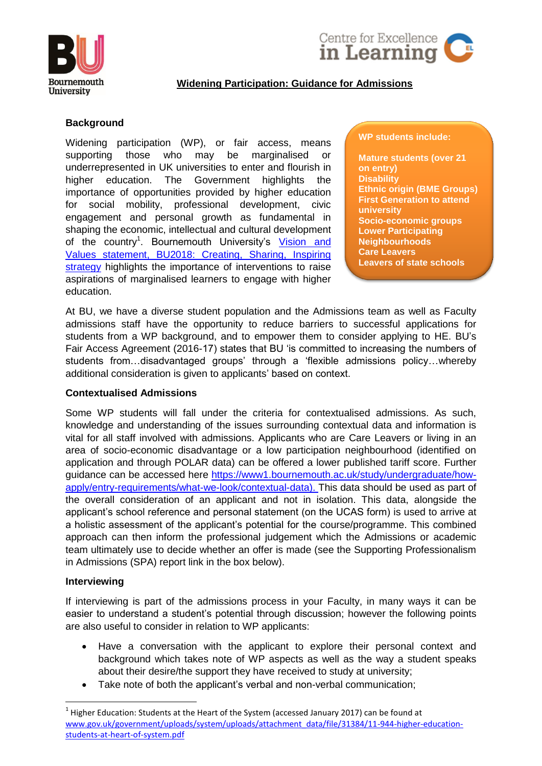# Widening Participation: Guidance for Admissions

## Background

Widening participation (WP), or fair access, means supporting those who may be marginalised or underrepresented in UK universities to enter and flourish in higher education. The Government highlights the importance of opportunities provided by higher education for social mobility, professional development, civic engagement and personal growth as fundamental in shaping the economic, intellectual and cultural development of the country[1]. Bournemouth University's [Vision and Values statement, BU2018: Creating, Sharing, Inspiring strategy]() highlights the importance of interventions to raise aspirations of marginalised learners to engage with higher education.

**WP students include:**

**Mature students (over 21 on entry)**
**Disability**
**Ethnic origin (BME Groups)**
**First Generation to attend university**
**Socio-economic groups**
**Lower Participating Neighbourhoods**
**Care Leavers**
**Leavers of state schools**

At BU, we have a diverse student population and the Admissions team as well as Faculty admissions staff have the opportunity to reduce barriers to successful applications for students from a WP background, and to empower them to consider applying to HE. BU's Fair Access Agreement (2016-17) states that BU 'is committed to increasing the numbers of students from…disadvantaged groups' through a 'flexible admissions policy…whereby additional consideration is given to applicants' based on context.

## Contextualised Admissions

Some WP students will fall under the criteria for contextualised admissions. As such, knowledge and understanding of the issues surrounding contextual data and information is vital for all staff involved with admissions. Applicants who are Care Leavers or living in an area of socio-economic disadvantage or a low participation neighbourhood (identified on application and through POLAR data) can be offered a lower published tariff score. Further guidance can be accessed here https://www1.bournemouth.ac.uk/study/undergraduate/how-apply/entry-requirements/what-we-look/contextual-data). This data should be used as part of the overall consideration of an applicant and not in isolation. This data, alongside the applicant's school reference and personal statement (on the UCAS form) is used to arrive at a holistic assessment of the applicant's potential for the course/programme. This combined approach can then inform the professional judgement which the Admissions or academic team ultimately use to decide whether an offer is made (see the Supporting Professionalism in Admissions (SPA) report link in the box below).

## Interviewing

If interviewing is part of the admissions process in your Faculty, in many ways it can be easier to understand a student's potential through discussion; however the following points are also useful to consider in relation to WP applicants:

- Have a conversation with the applicant to explore their personal context and background which takes note of WP aspects as well as the way a student speaks about their desire/the support they have received to study at university;
- Take note of both the applicant's verbal and non-verbal communication;

[1] Higher Education: Students at the Heart of the System (accessed January 2017) can be found at www.gov.uk/government/uploads/system/uploads/attachment_data/file/31384/11-944-higher-education-students-at-heart-of-system.pdf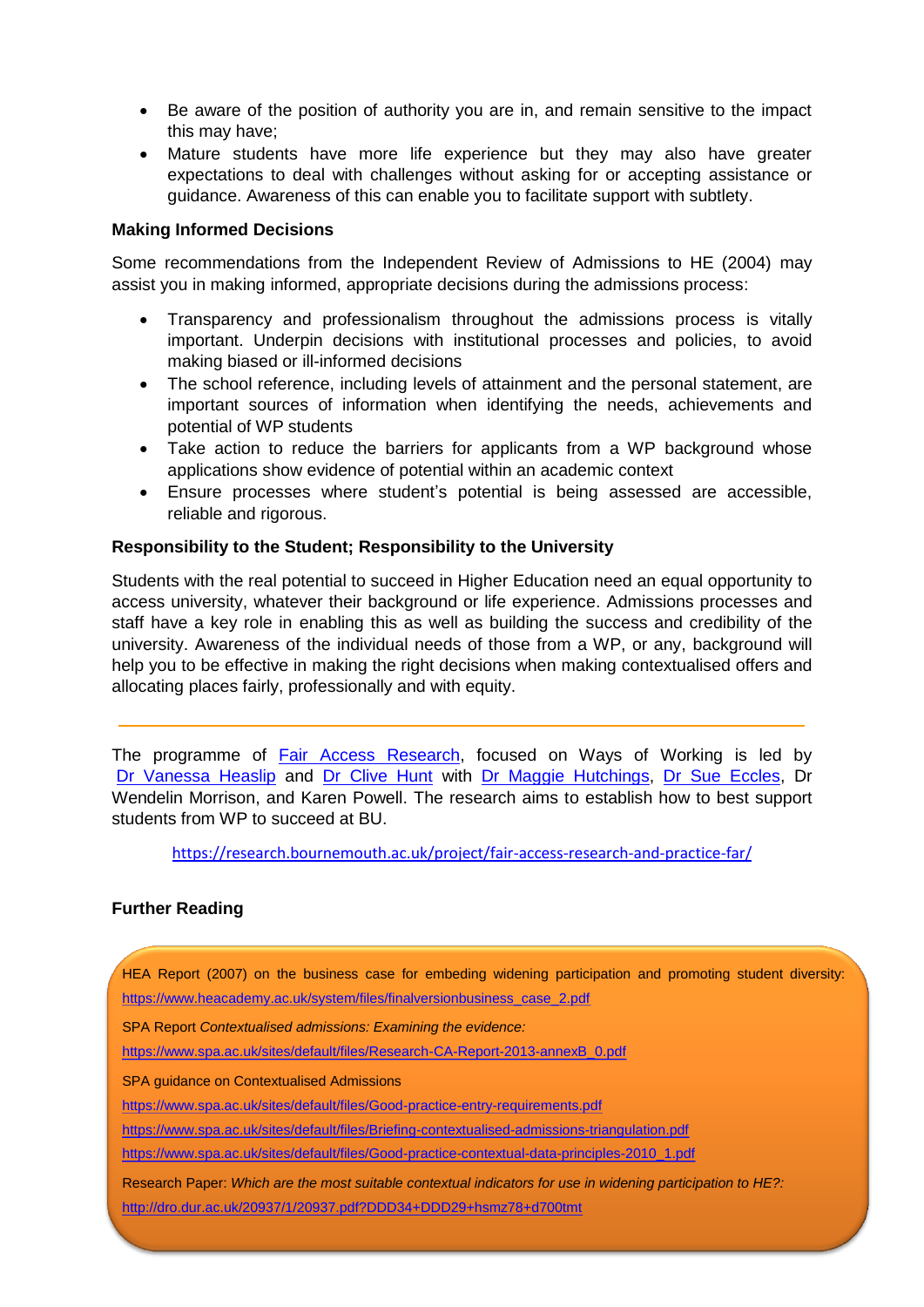- Be aware of the position of authority you are in, and remain sensitive to the impact this may have;
- Mature students have more life experience but they may also have greater expectations to deal with challenges without asking for or accepting assistance or guidance. Awareness of this can enable you to facilitate support with subtlety.

**Making Informed Decisions**

Some recommendations from the Independent Review of Admissions to HE (2004) may assist you in making informed, appropriate decisions during the admissions process:

- Transparency and professionalism throughout the admissions process is vitally important. Underpin decisions with institutional processes and policies, to avoid making biased or ill-informed decisions
- The school reference, including levels of attainment and the personal statement, are important sources of information when identifying the needs, achievements and potential of WP students
- Take action to reduce the barriers for applicants from a WP background whose applications show evidence of potential within an academic context
- Ensure processes where student's potential is being assessed are accessible, reliable and rigorous.

**Responsibility to the Student; Responsibility to the University**

Students with the real potential to succeed in Higher Education need an equal opportunity to access university, whatever their background or life experience. Admissions processes and staff have a key role in enabling this as well as building the success and credibility of the university. Awareness of the individual needs of those from a WP, or any, background will help you to be effective in making the right decisions when making contextualised offers and allocating places fairly, professionally and with equity.

---

The programme of Fair Access Research, focused on Ways of Working is led by Dr Vanessa Heaslip and Dr Clive Hunt with Dr Maggie Hutchings, Dr Sue Eccles, Dr Wendelin Morrison, and Karen Powell. The research aims to establish how to best support students from WP to succeed at BU.

https://research.bournemouth.ac.uk/project/fair-access-research-and-practice-far/

**Further Reading**

HEA Report (2007) on the business case for embeding widening participation and promoting student diversity: https://www.heacademy.ac.uk/system/files/finalversionbusiness_case_2.pdf

SPA Report *Contextualised admissions: Examining the evidence:*

https://www.spa.ac.uk/sites/default/files/Research-CA-Report-2013-annexB_0.pdf

SPA guidance on Contextualised Admissions

https://www.spa.ac.uk/sites/default/files/Good-practice-entry-requirements.pdf

https://www.spa.ac.uk/sites/default/files/Briefing-contextualised-admissions-triangulation.pdf

https://www.spa.ac.uk/sites/default/files/Good-practice-contextual-data-principles-2010_1.pdf

Research Paper: *Which are the most suitable contextual indicators for use in widening participation to HE?:*

http://dro.dur.ac.uk/20937/1/20937.pdf?DDD34+DDD29+hsmz78+d700tmt